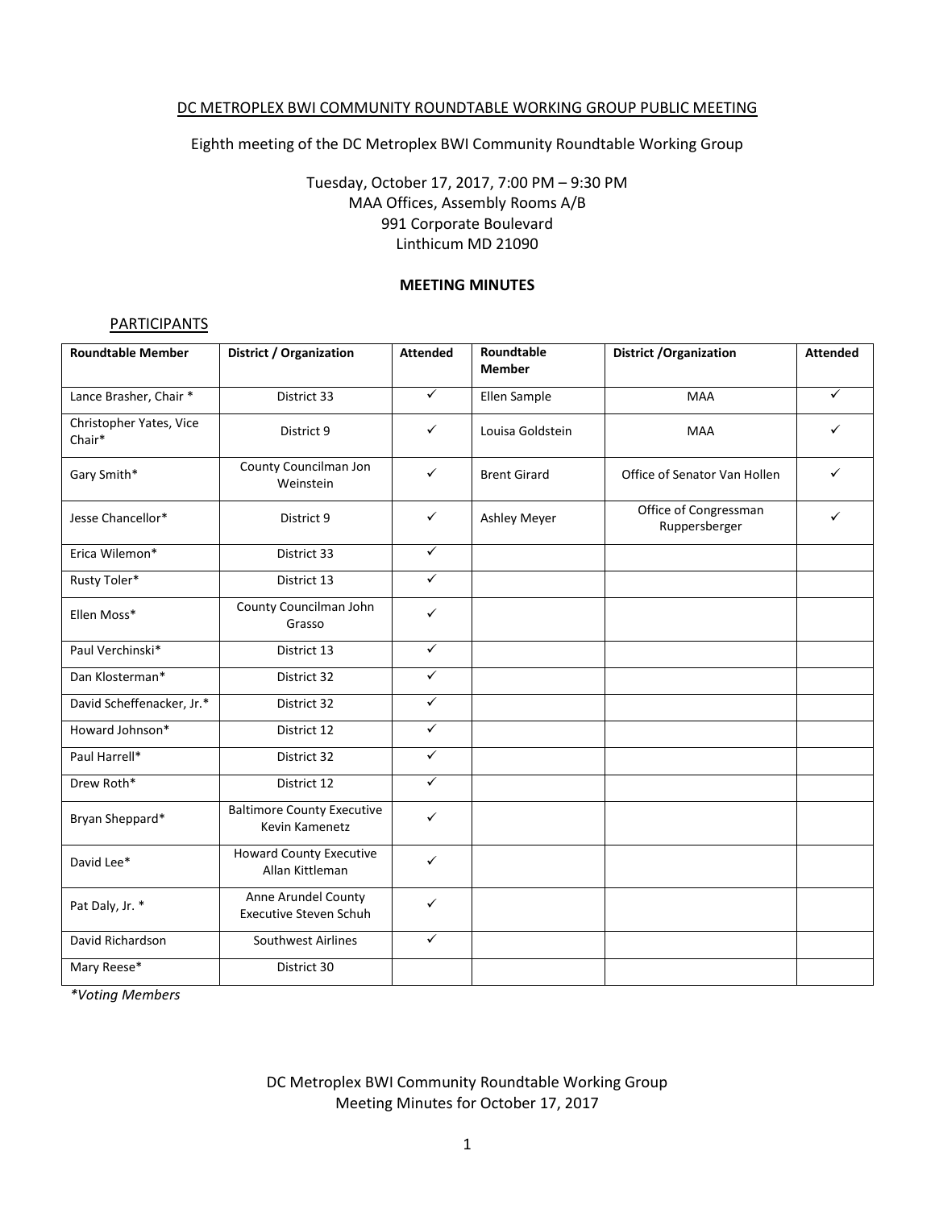DC METROPLEX BWI COMMUNITY ROUNDTABLE WORKING GROUP PUBLIC MEETING

Eighth meeting of the DC Metroplex BWI Community Roundtable Working Group

Tuesday, October 17, 2017, 7:00 PM – 9:30 PM
MAA Offices, Assembly Rooms A/B
991 Corporate Boulevard
Linthicum MD 21090

**MEETING MINUTES**

PARTICIPANTS

| Roundtable Member | District / Organization | Attended | Roundtable Member | District /Organization | Attended |
|---|---|---|---|---|---|
| Lance Brasher, Chair * | District 33 | ✓ | Ellen Sample | MAA | ✓ |
| Christopher Yates, Vice Chair* | District 9 | ✓ | Louisa Goldstein | MAA | ✓ |
| Gary Smith* | County Councilman Jon Weinstein | ✓ | Brent Girard | Office of Senator Van Hollen | ✓ |
| Jesse Chancellor* | District 9 | ✓ | Ashley Meyer | Office of Congressman Ruppersberger | ✓ |
| Erica Wilemon* | District 33 | ✓ | | | |
| Rusty Toler* | District 13 | ✓ | | | |
| Ellen Moss* | County Councilman John Grasso | ✓ | | | |
| Paul Verchinski* | District 13 | ✓ | | | |
| Dan Klosterman* | District 32 | ✓ | | | |
| David Scheffenacker, Jr.* | District 32 | ✓ | | | |
| Howard Johnson* | District 12 | ✓ | | | |
| Paul Harrell* | District 32 | ✓ | | | |
| Drew Roth* | District 12 | ✓ | | | |
| Bryan Sheppard* | Baltimore County Executive Kevin Kamenetz | ✓ | | | |
| David Lee* | Howard County Executive Allan Kittleman | ✓ | | | |
| Pat Daly, Jr. * | Anne Arundel County Executive Steven Schuh | ✓ | | | |
| David Richardson | Southwest Airlines | ✓ | | | |
| Mary Reese* | District 30 | | | | |

*\*Voting Members*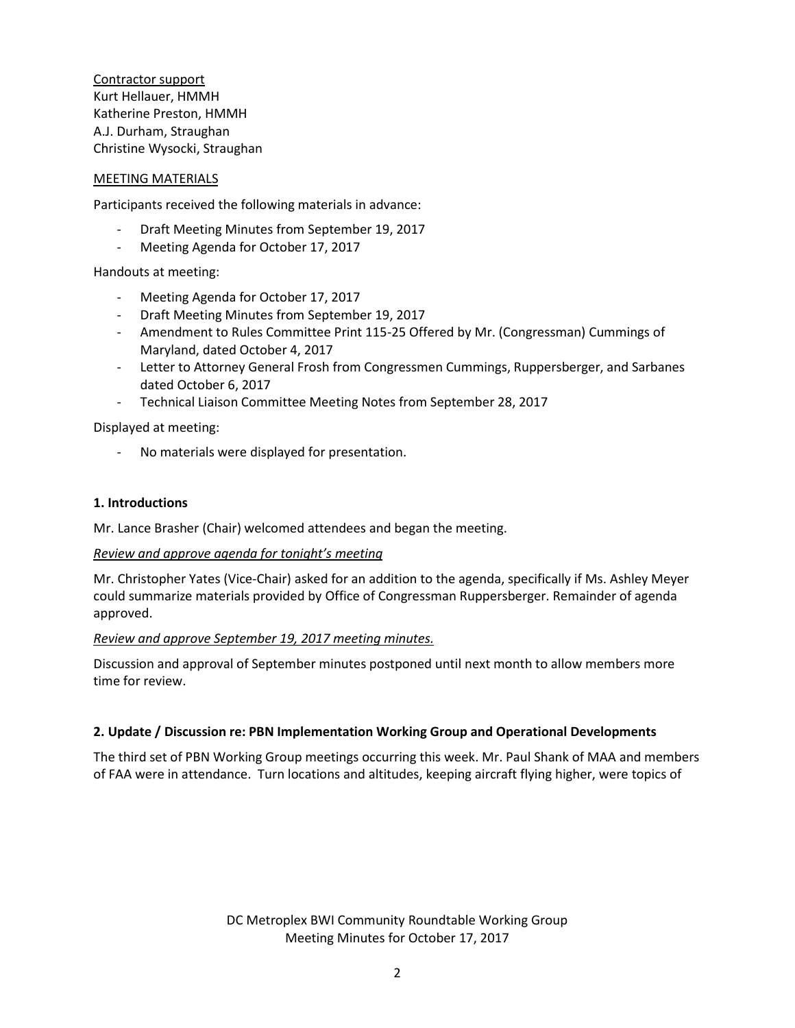Contractor support
Kurt Hellauer, HMMH
Katherine Preston, HMMH
A.J. Durham, Straughan
Christine Wysocki, Straughan

MEETING MATERIALS

Participants received the following materials in advance:

- Draft Meeting Minutes from September 19, 2017
- Meeting Agenda for October 17, 2017

Handouts at meeting:

- Meeting Agenda for October 17, 2017
- Draft Meeting Minutes from September 19, 2017
- Amendment to Rules Committee Print 115-25 Offered by Mr. (Congressman) Cummings of Maryland, dated October 4, 2017
- Letter to Attorney General Frosh from Congressmen Cummings, Ruppersberger, and Sarbanes dated October 6, 2017
- Technical Liaison Committee Meeting Notes from September 28, 2017

Displayed at meeting:

- No materials were displayed for presentation.

**1. Introductions**

Mr. Lance Brasher (Chair) welcomed attendees and began the meeting.

*Review and approve agenda for tonight's meeting*

Mr. Christopher Yates (Vice-Chair) asked for an addition to the agenda, specifically if Ms. Ashley Meyer could summarize materials provided by Office of Congressman Ruppersberger. Remainder of agenda approved.

*Review and approve September 19, 2017 meeting minutes.*

Discussion and approval of September minutes postponed until next month to allow members more time for review.

**2. Update / Discussion re: PBN Implementation Working Group and Operational Developments**

The third set of PBN Working Group meetings occurring this week. Mr. Paul Shank of MAA and members of FAA were in attendance. Turn locations and altitudes, keeping aircraft flying higher, were topics of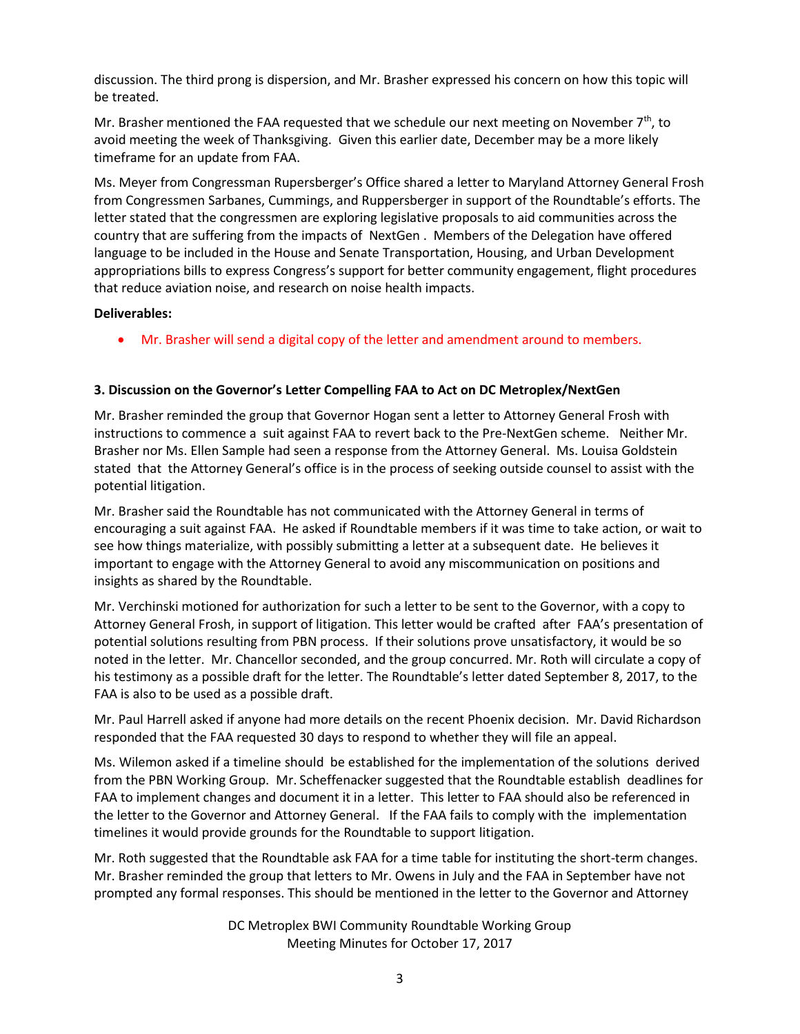discussion. The third prong is dispersion, and Mr. Brasher expressed his concern on how this topic will be treated.

Mr. Brasher mentioned the FAA requested that we schedule our next meeting on November 7th, to avoid meeting the week of Thanksgiving. Given this earlier date, December may be a more likely timeframe for an update from FAA.

Ms. Meyer from Congressman Rupersberger's Office shared a letter to Maryland Attorney General Frosh from Congressmen Sarbanes, Cummings, and Ruppersberger in support of the Roundtable's efforts. The letter stated that the congressmen are exploring legislative proposals to aid communities across the country that are suffering from the impacts of NextGen . Members of the Delegation have offered language to be included in the House and Senate Transportation, Housing, and Urban Development appropriations bills to express Congress's support for better community engagement, flight procedures that reduce aviation noise, and research on noise health impacts.

**Deliverables:**

- Mr. Brasher will send a digital copy of the letter and amendment around to members.

**3. Discussion on the Governor's Letter Compelling FAA to Act on DC Metroplex/NextGen**

Mr. Brasher reminded the group that Governor Hogan sent a letter to Attorney General Frosh with instructions to commence a suit against FAA to revert back to the Pre-NextGen scheme. Neither Mr. Brasher nor Ms. Ellen Sample had seen a response from the Attorney General. Ms. Louisa Goldstein stated that the Attorney General's office is in the process of seeking outside counsel to assist with the potential litigation.

Mr. Brasher said the Roundtable has not communicated with the Attorney General in terms of encouraging a suit against FAA. He asked if Roundtable members if it was time to take action, or wait to see how things materialize, with possibly submitting a letter at a subsequent date. He believes it important to engage with the Attorney General to avoid any miscommunication on positions and insights as shared by the Roundtable.

Mr. Verchinski motioned for authorization for such a letter to be sent to the Governor, with a copy to Attorney General Frosh, in support of litigation. This letter would be crafted after FAA's presentation of potential solutions resulting from PBN process. If their solutions prove unsatisfactory, it would be so noted in the letter. Mr. Chancellor seconded, and the group concurred. Mr. Roth will circulate a copy of his testimony as a possible draft for the letter. The Roundtable's letter dated September 8, 2017, to the FAA is also to be used as a possible draft.

Mr. Paul Harrell asked if anyone had more details on the recent Phoenix decision. Mr. David Richardson responded that the FAA requested 30 days to respond to whether they will file an appeal.

Ms. Wilemon asked if a timeline should be established for the implementation of the solutions derived from the PBN Working Group. Mr. Scheffenacker suggested that the Roundtable establish deadlines for FAA to implement changes and document it in a letter. This letter to FAA should also be referenced in the letter to the Governor and Attorney General. If the FAA fails to comply with the implementation timelines it would provide grounds for the Roundtable to support litigation.

Mr. Roth suggested that the Roundtable ask FAA for a time table for instituting the short-term changes. Mr. Brasher reminded the group that letters to Mr. Owens in July and the FAA in September have not prompted any formal responses. This should be mentioned in the letter to the Governor and Attorney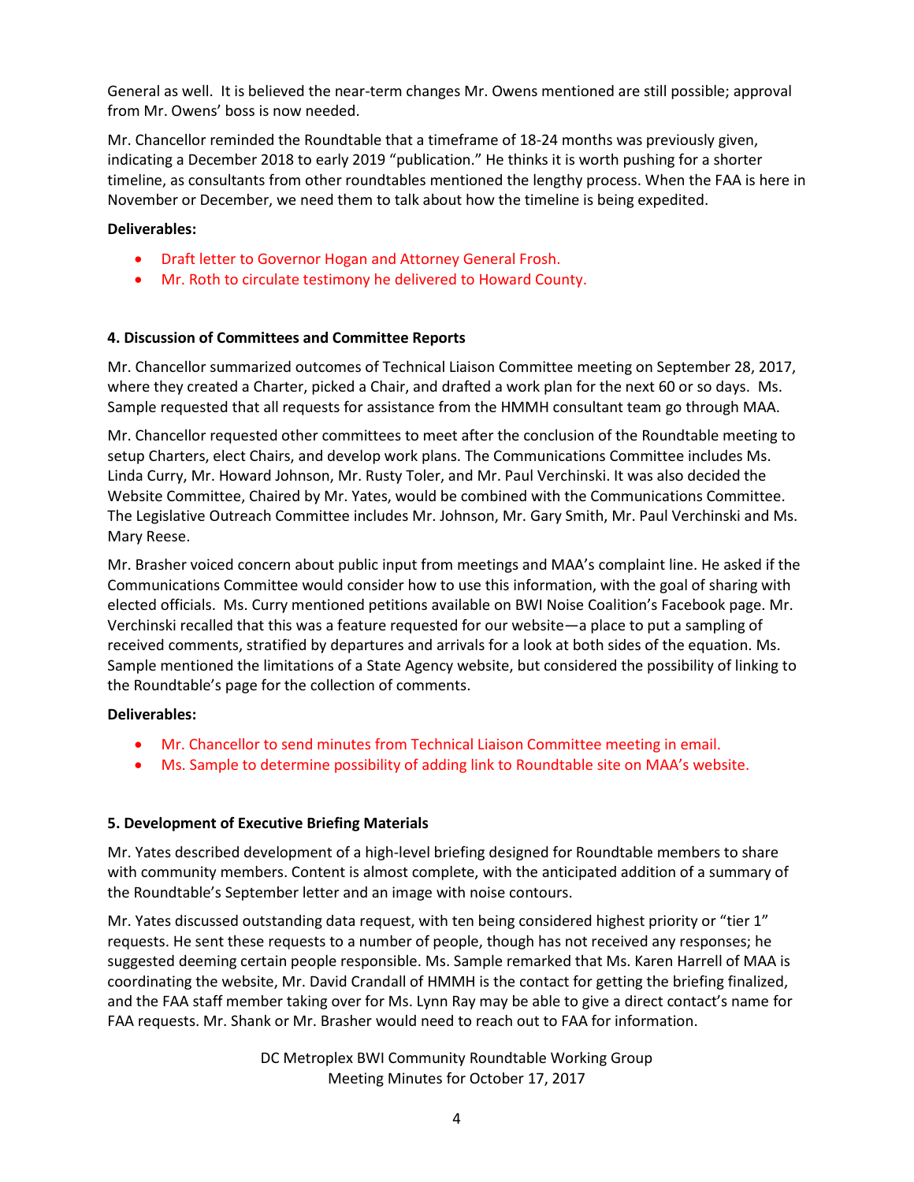General as well. It is believed the near-term changes Mr. Owens mentioned are still possible; approval from Mr. Owens' boss is now needed.

Mr. Chancellor reminded the Roundtable that a timeframe of 18-24 months was previously given, indicating a December 2018 to early 2019 "publication." He thinks it is worth pushing for a shorter timeline, as consultants from other roundtables mentioned the lengthy process. When the FAA is here in November or December, we need them to talk about how the timeline is being expedited.

**Deliverables:**

- Draft letter to Governor Hogan and Attorney General Frosh.
- Mr. Roth to circulate testimony he delivered to Howard County.

**4. Discussion of Committees and Committee Reports**

Mr. Chancellor summarized outcomes of Technical Liaison Committee meeting on September 28, 2017, where they created a Charter, picked a Chair, and drafted a work plan for the next 60 or so days. Ms. Sample requested that all requests for assistance from the HMMH consultant team go through MAA.

Mr. Chancellor requested other committees to meet after the conclusion of the Roundtable meeting to setup Charters, elect Chairs, and develop work plans. The Communications Committee includes Ms. Linda Curry, Mr. Howard Johnson, Mr. Rusty Toler, and Mr. Paul Verchinski. It was also decided the Website Committee, Chaired by Mr. Yates, would be combined with the Communications Committee. The Legislative Outreach Committee includes Mr. Johnson, Mr. Gary Smith, Mr. Paul Verchinski and Ms. Mary Reese.

Mr. Brasher voiced concern about public input from meetings and MAA's complaint line. He asked if the Communications Committee would consider how to use this information, with the goal of sharing with elected officials. Ms. Curry mentioned petitions available on BWI Noise Coalition's Facebook page. Mr. Verchinski recalled that this was a feature requested for our website—a place to put a sampling of received comments, stratified by departures and arrivals for a look at both sides of the equation. Ms. Sample mentioned the limitations of a State Agency website, but considered the possibility of linking to the Roundtable's page for the collection of comments.

**Deliverables:**

- Mr. Chancellor to send minutes from Technical Liaison Committee meeting in email.
- Ms. Sample to determine possibility of adding link to Roundtable site on MAA's website.

**5. Development of Executive Briefing Materials**

Mr. Yates described development of a high-level briefing designed for Roundtable members to share with community members. Content is almost complete, with the anticipated addition of a summary of the Roundtable's September letter and an image with noise contours.

Mr. Yates discussed outstanding data request, with ten being considered highest priority or "tier 1" requests. He sent these requests to a number of people, though has not received any responses; he suggested deeming certain people responsible. Ms. Sample remarked that Ms. Karen Harrell of MAA is coordinating the website, Mr. David Crandall of HMMH is the contact for getting the briefing finalized, and the FAA staff member taking over for Ms. Lynn Ray may be able to give a direct contact's name for FAA requests. Mr. Shank or Mr. Brasher would need to reach out to FAA for information.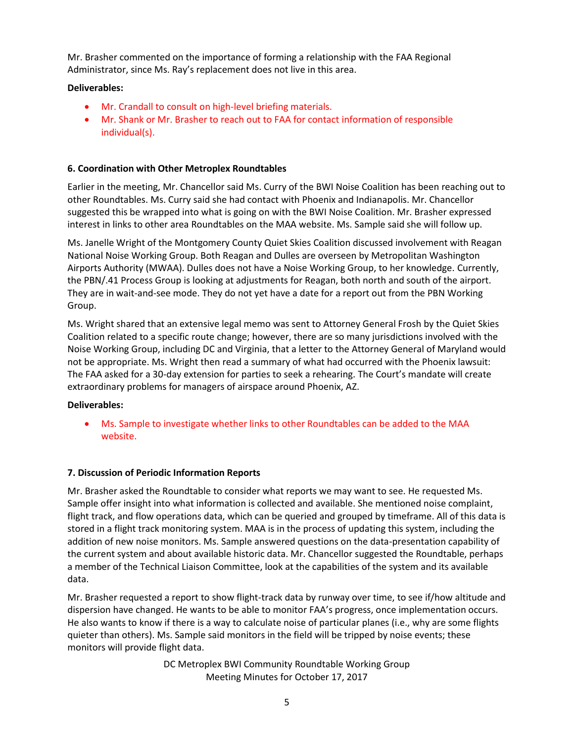Mr. Brasher commented on the importance of forming a relationship with the FAA Regional Administrator, since Ms. Ray's replacement does not live in this area.

**Deliverables:**

- Mr. Crandall to consult on high-level briefing materials.
- Mr. Shank or Mr. Brasher to reach out to FAA for contact information of responsible individual(s).

### 6. Coordination with Other Metroplex Roundtables

Earlier in the meeting, Mr. Chancellor said Ms. Curry of the BWI Noise Coalition has been reaching out to other Roundtables. Ms. Curry said she had contact with Phoenix and Indianapolis. Mr. Chancellor suggested this be wrapped into what is going on with the BWI Noise Coalition. Mr. Brasher expressed interest in links to other area Roundtables on the MAA website. Ms. Sample said she will follow up.

Ms. Janelle Wright of the Montgomery County Quiet Skies Coalition discussed involvement with Reagan National Noise Working Group. Both Reagan and Dulles are overseen by Metropolitan Washington Airports Authority (MWAA). Dulles does not have a Noise Working Group, to her knowledge. Currently, the PBN/.41 Process Group is looking at adjustments for Reagan, both north and south of the airport. They are in wait-and-see mode. They do not yet have a date for a report out from the PBN Working Group.

Ms. Wright shared that an extensive legal memo was sent to Attorney General Frosh by the Quiet Skies Coalition related to a specific route change; however, there are so many jurisdictions involved with the Noise Working Group, including DC and Virginia, that a letter to the Attorney General of Maryland would not be appropriate. Ms. Wright then read a summary of what had occurred with the Phoenix lawsuit: The FAA asked for a 30-day extension for parties to seek a rehearing. The Court's mandate will create extraordinary problems for managers of airspace around Phoenix, AZ.

**Deliverables:**

- Ms. Sample to investigate whether links to other Roundtables can be added to the MAA website.

### 7. Discussion of Periodic Information Reports

Mr. Brasher asked the Roundtable to consider what reports we may want to see. He requested Ms. Sample offer insight into what information is collected and available. She mentioned noise complaint, flight track, and flow operations data, which can be queried and grouped by timeframe. All of this data is stored in a flight track monitoring system. MAA is in the process of updating this system, including the addition of new noise monitors. Ms. Sample answered questions on the data-presentation capability of the current system and about available historic data. Mr. Chancellor suggested the Roundtable, perhaps a member of the Technical Liaison Committee, look at the capabilities of the system and its available data.

Mr. Brasher requested a report to show flight-track data by runway over time, to see if/how altitude and dispersion have changed. He wants to be able to monitor FAA's progress, once implementation occurs. He also wants to know if there is a way to calculate noise of particular planes (i.e., why are some flights quieter than others). Ms. Sample said monitors in the field will be tripped by noise events; these monitors will provide flight data.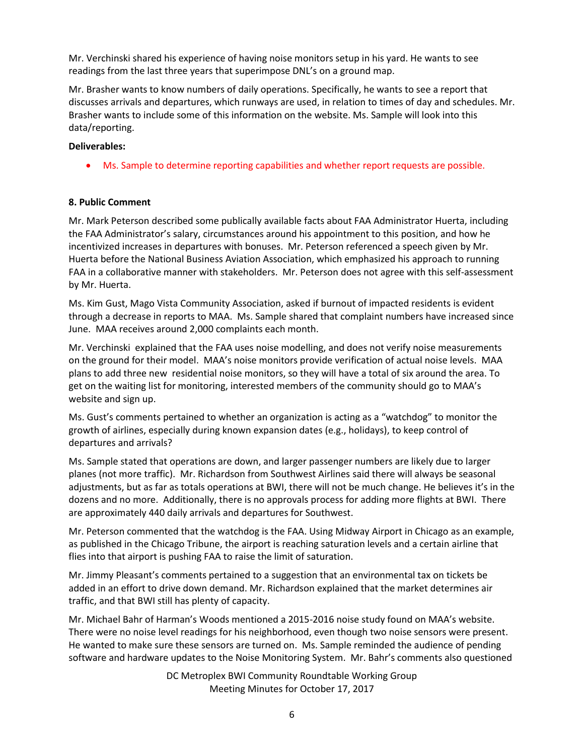Mr. Verchinski shared his experience of having noise monitors setup in his yard. He wants to see readings from the last three years that superimpose DNL's on a ground map.

Mr. Brasher wants to know numbers of daily operations. Specifically, he wants to see a report that discusses arrivals and departures, which runways are used, in relation to times of day and schedules. Mr. Brasher wants to include some of this information on the website. Ms. Sample will look into this data/reporting.

**Deliverables:**

- Ms. Sample to determine reporting capabilities and whether report requests are possible.

**8. Public Comment**

Mr. Mark Peterson described some publically available facts about FAA Administrator Huerta, including the FAA Administrator's salary, circumstances around his appointment to this position, and how he incentivized increases in departures with bonuses. Mr. Peterson referenced a speech given by Mr. Huerta before the National Business Aviation Association, which emphasized his approach to running FAA in a collaborative manner with stakeholders. Mr. Peterson does not agree with this self-assessment by Mr. Huerta.

Ms. Kim Gust, Mago Vista Community Association, asked if burnout of impacted residents is evident through a decrease in reports to MAA. Ms. Sample shared that complaint numbers have increased since June. MAA receives around 2,000 complaints each month.

Mr. Verchinski explained that the FAA uses noise modelling, and does not verify noise measurements on the ground for their model. MAA's noise monitors provide verification of actual noise levels. MAA plans to add three new residential noise monitors, so they will have a total of six around the area. To get on the waiting list for monitoring, interested members of the community should go to MAA's website and sign up.

Ms. Gust's comments pertained to whether an organization is acting as a "watchdog" to monitor the growth of airlines, especially during known expansion dates (e.g., holidays), to keep control of departures and arrivals?

Ms. Sample stated that operations are down, and larger passenger numbers are likely due to larger planes (not more traffic). Mr. Richardson from Southwest Airlines said there will always be seasonal adjustments, but as far as totals operations at BWI, there will not be much change. He believes it's in the dozens and no more. Additionally, there is no approvals process for adding more flights at BWI. There are approximately 440 daily arrivals and departures for Southwest.

Mr. Peterson commented that the watchdog is the FAA. Using Midway Airport in Chicago as an example, as published in the Chicago Tribune, the airport is reaching saturation levels and a certain airline that flies into that airport is pushing FAA to raise the limit of saturation.

Mr. Jimmy Pleasant's comments pertained to a suggestion that an environmental tax on tickets be added in an effort to drive down demand. Mr. Richardson explained that the market determines air traffic, and that BWI still has plenty of capacity.

Mr. Michael Bahr of Harman's Woods mentioned a 2015-2016 noise study found on MAA's website. There were no noise level readings for his neighborhood, even though two noise sensors were present. He wanted to make sure these sensors are turned on. Ms. Sample reminded the audience of pending software and hardware updates to the Noise Monitoring System. Mr. Bahr's comments also questioned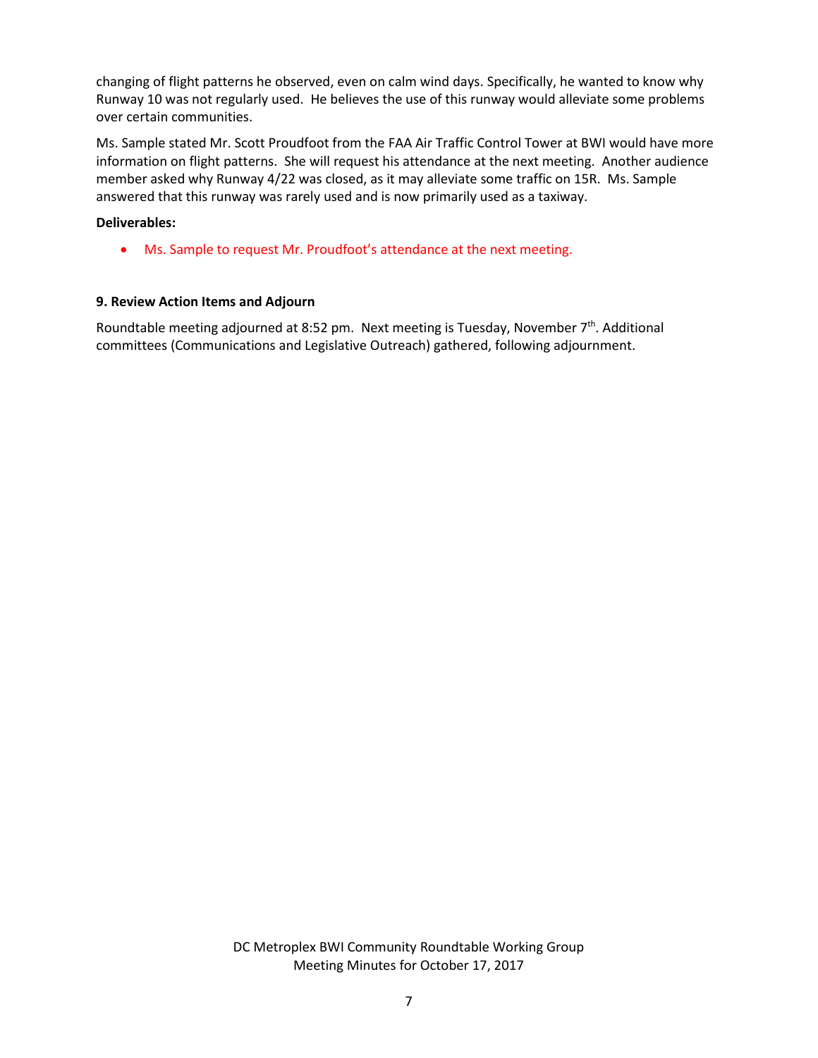changing of flight patterns he observed, even on calm wind days. Specifically, he wanted to know why Runway 10 was not regularly used. He believes the use of this runway would alleviate some problems over certain communities.

Ms. Sample stated Mr. Scott Proudfoot from the FAA Air Traffic Control Tower at BWI would have more information on flight patterns. She will request his attendance at the next meeting. Another audience member asked why Runway 4/22 was closed, as it may alleviate some traffic on 15R. Ms. Sample answered that this runway was rarely used and is now primarily used as a taxiway.

**Deliverables:**

- Ms. Sample to request Mr. Proudfoot's attendance at the next meeting.

**9. Review Action Items and Adjourn**

Roundtable meeting adjourned at 8:52 pm. Next meeting is Tuesday, November 7th. Additional committees (Communications and Legislative Outreach) gathered, following adjournment.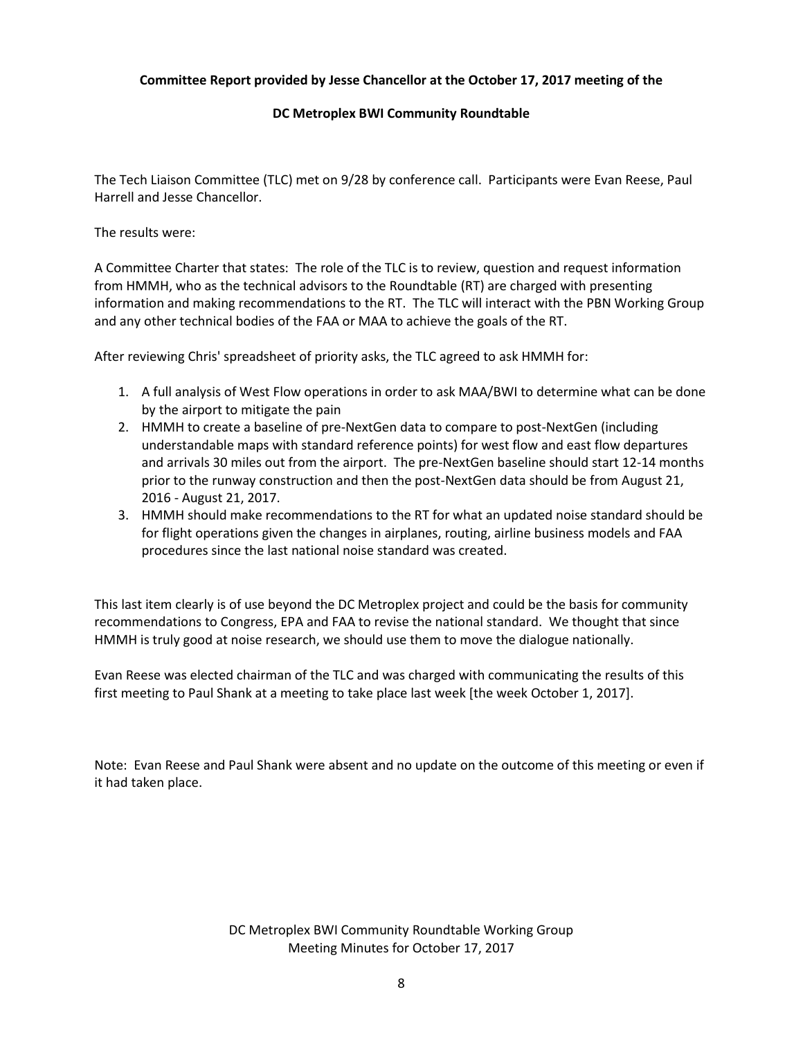**Committee Report provided by Jesse Chancellor at the October 17, 2017 meeting of the**

**DC Metroplex BWI Community Roundtable**

The Tech Liaison Committee (TLC) met on 9/28 by conference call. Participants were Evan Reese, Paul Harrell and Jesse Chancellor.

The results were:

A Committee Charter that states: The role of the TLC is to review, question and request information from HMMH, who as the technical advisors to the Roundtable (RT) are charged with presenting information and making recommendations to the RT. The TLC will interact with the PBN Working Group and any other technical bodies of the FAA or MAA to achieve the goals of the RT.

After reviewing Chris' spreadsheet of priority asks, the TLC agreed to ask HMMH for:

1. A full analysis of West Flow operations in order to ask MAA/BWI to determine what can be done by the airport to mitigate the pain
2. HMMH to create a baseline of pre-NextGen data to compare to post-NextGen (including understandable maps with standard reference points) for west flow and east flow departures and arrivals 30 miles out from the airport. The pre-NextGen baseline should start 12-14 months prior to the runway construction and then the post-NextGen data should be from August 21, 2016 - August 21, 2017.
3. HMMH should make recommendations to the RT for what an updated noise standard should be for flight operations given the changes in airplanes, routing, airline business models and FAA procedures since the last national noise standard was created.

This last item clearly is of use beyond the DC Metroplex project and could be the basis for community recommendations to Congress, EPA and FAA to revise the national standard. We thought that since HMMH is truly good at noise research, we should use them to move the dialogue nationally.

Evan Reese was elected chairman of the TLC and was charged with communicating the results of this first meeting to Paul Shank at a meeting to take place last week [the week October 1, 2017].

Note: Evan Reese and Paul Shank were absent and no update on the outcome of this meeting or even if it had taken place.